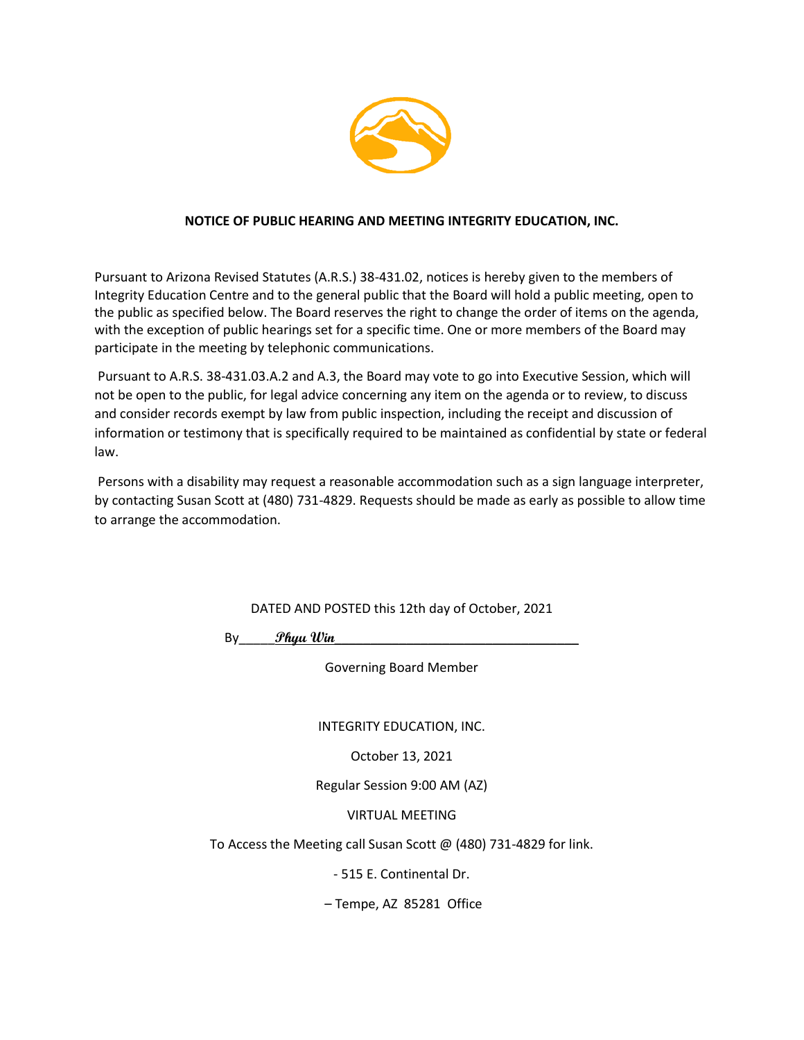**NOTICE OF PUBLIC HEARING AND MEETING INTEGRITY EDUCATION, INC.**

Pursuant to Arizona Revised Statutes (A.R.S.) 38-431.02, notices is hereby given to the members of Integrity Education Centre and to the general public that the Board will hold a public meeting, open to the public as specified below. The Board reserves the right to change the order of items on the agenda, with the exception of public hearings set for a specific time. One or more members of the Board may participate in the meeting by telephonic communications.

Pursuant to A.R.S. 38-431.03.A.2 and A.3, the Board may vote to go into Executive Session, which will not be open to the public, for legal advice concerning any item on the agenda or to review, to discuss and consider records exempt by law from public inspection, including the receipt and discussion of information or testimony that is specifically required to be maintained as confidential by state or federal law.

Persons with a disability may request a reasonable accommodation such as a sign language interpreter, by contacting Susan Scott at (480) 731-4829. Requests should be made as early as possible to allow time to arrange the accommodation.

DATED AND POSTED this 12th day of October, 2021

By_____*Phyu Win*___________________________________

Governing Board Member

INTEGRITY EDUCATION, INC.

October 13, 2021

Regular Session 9:00 AM (AZ)

VIRTUAL MEETING

To Access the Meeting call Susan Scott @ (480) 731-4829 for link.

- 515 E. Continental Dr.

– Tempe, AZ 85281 Office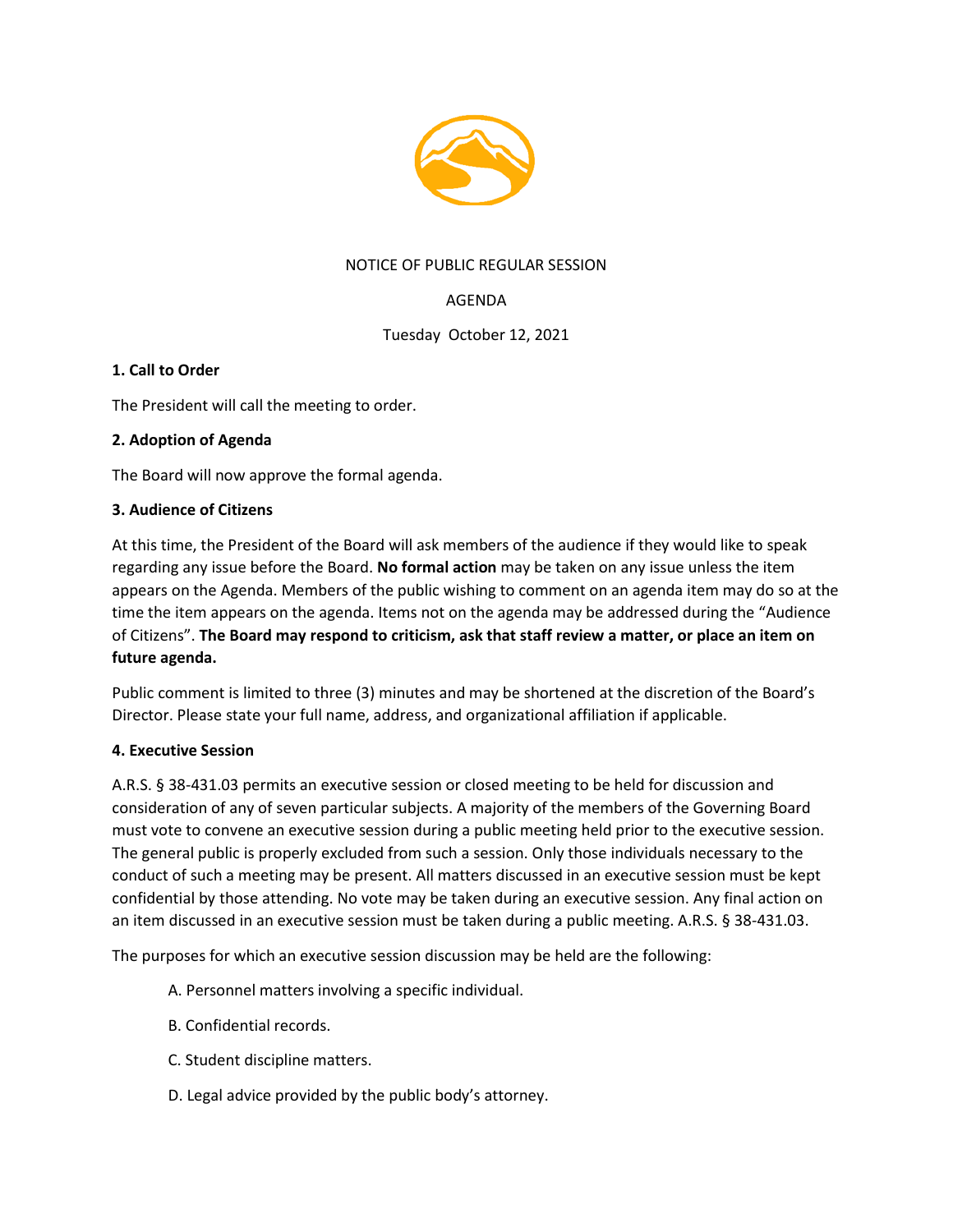NOTICE OF PUBLIC REGULAR SESSION

AGENDA

Tuesday October 12, 2021

**1. Call to Order**

The President will call the meeting to order.

**2. Adoption of Agenda**

The Board will now approve the formal agenda.

**3. Audience of Citizens**

At this time, the President of the Board will ask members of the audience if they would like to speak regarding any issue before the Board. **No formal action** may be taken on any issue unless the item appears on the Agenda. Members of the public wishing to comment on an agenda item may do so at the time the item appears on the agenda. Items not on the agenda may be addressed during the "Audience of Citizens". **The Board may respond to criticism, ask that staff review a matter, or place an item on future agenda.**

Public comment is limited to three (3) minutes and may be shortened at the discretion of the Board's Director. Please state your full name, address, and organizational affiliation if applicable.

**4. Executive Session**

A.R.S. § 38-431.03 permits an executive session or closed meeting to be held for discussion and consideration of any of seven particular subjects. A majority of the members of the Governing Board must vote to convene an executive session during a public meeting held prior to the executive session. The general public is properly excluded from such a session. Only those individuals necessary to the conduct of such a meeting may be present. All matters discussed in an executive session must be kept confidential by those attending. No vote may be taken during an executive session. Any final action on an item discussed in an executive session must be taken during a public meeting. A.R.S. § 38-431.03.

The purposes for which an executive session discussion may be held are the following:

A. Personnel matters involving a specific individual.

B. Confidential records.

C. Student discipline matters.

D. Legal advice provided by the public body's attorney.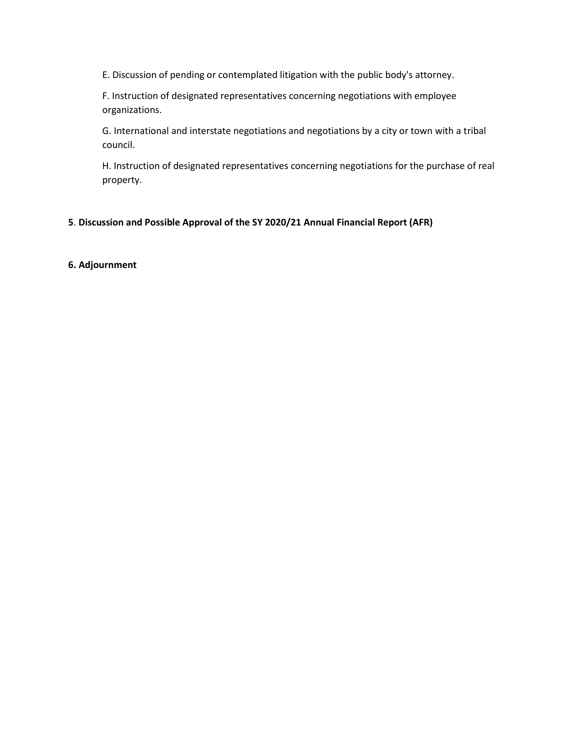E. Discussion of pending or contemplated litigation with the public body's attorney.

F. Instruction of designated representatives concerning negotiations with employee organizations.

G. International and interstate negotiations and negotiations by a city or town with a tribal council.

H. Instruction of designated representatives concerning negotiations for the purchase of real property.

**5**. **Discussion and Possible Approval of the SY 2020/21 Annual Financial Report (AFR)**

**6. Adjournment**